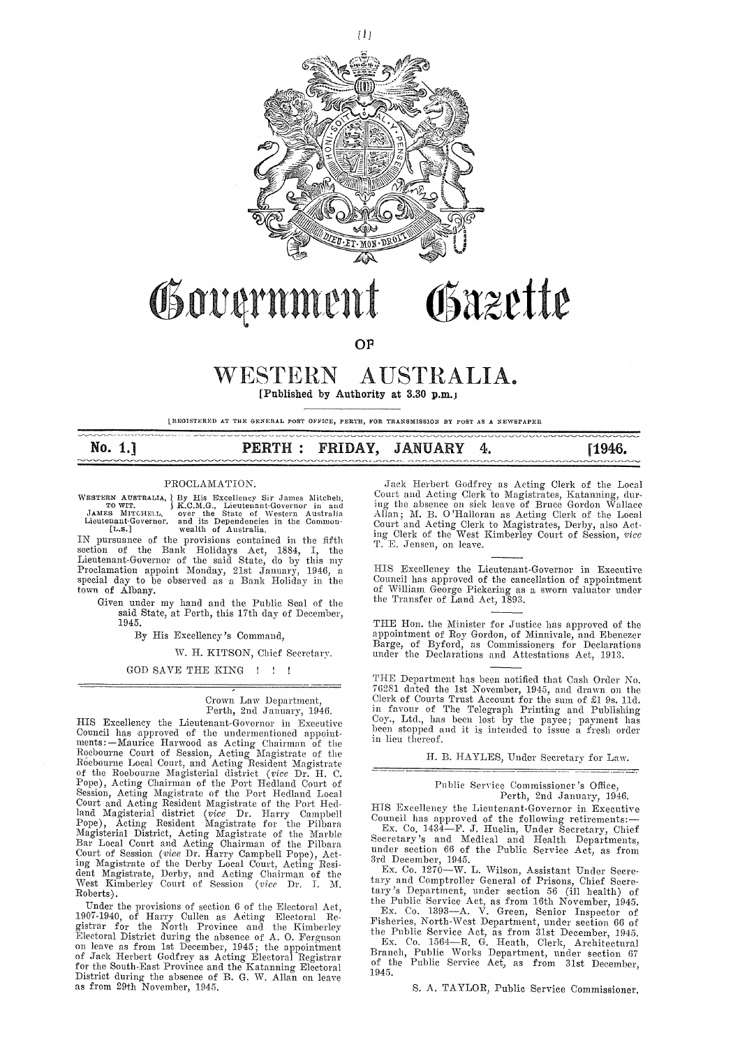# Government Gazette

OF

# WESTERN AUSTRALIA.

[Published by Authority at 3.30 p.m.]

[REGISTERED AT THE GENERAL POST OFFICE, PERTH, FOR TRANSMISSION BY POST AS A NEWSPAPER

**No. 1.] PERTH: FRIDAY, JANUARY 4. [1946.**

## PROCLAMATION.

WESTERN AUSTRALIA, TO WIT. JAMES MITCHELL, Lieutenant-Governor. [L.S.] } By His Excellency Sir James Mitchell, K.C.M.G., Lieutenant-Governor in and over the State of Western Australia and its Dependencies in the Commonwealth of Australia.

IN pursuance of the provisions contained in the fifth section of the Bank Holidays Act, 1884, I, the Lieutenant-Governor of the said State, do by this my Proclamation appoint Monday, 21st January, 1946, a special day to be observed as a Bank Holiday in the town of Albany.

Given under my hand and the Public Seal of the said State, at Perth, this 17th day of December, 1945.

By His Excellency's Command,

W. H. KITSON, Chief Secretary.

GOD SAVE THE KING ! ! !

---

Crown Law Department,
Perth, 2nd January, 1946.

HIS Excellency the Lieutenant-Governor in Executive Council has approved of the undermentioned appointments:—Maurice Harwood as Acting Chairman of the Roebourne Court of Session, Acting Magistrate of the Roebourne Local Court, and Acting Resident Magistrate of the Roebourne Magisterial district (*vice* Dr. H. C. Pope), Acting Chairman of the Port Hedland Court of Session, Acting Magistrate of the Port Hedland Local Court and Acting Resident Magistrate of the Port Hedland Magisterial district (*vice* Dr. Harry Campbell Pope), Acting Resident Magistrate for the Pilbara Magisterial District, Acting Magistrate of the Marble Bar Local Court and Acting Chairman of the Pilbara Court of Session (*vice* Dr. Harry Campbell Pope), Acting Magistrate of the Derby Local Court, Acting Resident Magistrate, Derby, and Acting Chairman of the West Kimberley Court of Session (*vice* Dr. I. M. Roberts).

Under the provisions of section 6 of the Electoral Act, 1907-1940, of Harry Cullen as Acting Electoral Registrar for the North Province and the Kimberley Electoral District during the absence of A. O. Ferguson on leave as from 1st December, 1945; the appointment of Jack Herbert Godfrey as Acting Electoral Registrar for the South-East Province and the Katanning Electoral District during the absence of B. G. W. Allan on leave as from 29th November, 1945.

Jack Herbert Godfrey as Acting Clerk of the Local Court and Acting Clerk to Magistrates, Katanning, during the absence on sick leave of Bruce Gordon Wallace Allan; M. B. O'Halloran as Acting Clerk of the Local Court and Acting Clerk to Magistrates, Derby, also Acting Clerk of the West Kimberley Court of Session, *vice* T. E. Jensen, on leave.

---

HIS Excellency the Lieutenant-Governor in Executive Council has approved of the cancellation of appointment of William George Pickering as a sworn valuator under the Transfer of Land Act, 1893.

---

THE Hon. the Minister for Justice has approved of the appointment of Roy Gordon, of Minnivale, and Ebenezer Barge, of Byford, as Commissioners for Declarations under the Declarations and Attestations Act, 1913.

---

THE Department has been notified that Cash Order No. 76281 dated the 1st November, 1945, and drawn on the Clerk of Courts Trust Account for the sum of £1 9s. 11d. in favour of The Telegraph Printing and Publishing Coy., Ltd., has been lost by the payee; payment has been stopped and it is intended to issue a fresh order in lieu thereof.

H. B. HAYLES, Under Secretary for Law.

---

Public Service Commissioner's Office,
Perth, 2nd January, 1946.

HIS Excellency the Lieutenant-Governor in Executive Council has approved of the following retirements:—

Ex. Co. 1434—F. J. Huelin, Under Secretary, Chief Secretary's and Medical and Health Departments, under section 66 of the Public Service Act, as from 3rd December, 1945.

Ex. Co. 1270—W. L. Wilson, Assistant Under Secretary and Comptroller General of Prisons, Chief Secretary's Department, under section 56 (ill health) of the Public Service Act, as from 16th November, 1945.

Ex. Co. 1393—A. V. Green, Senior Inspector of Fisheries, North-West Department, under section 66 of the Public Service Act, as from 31st December, 1945.

Ex. Co. 1564—R. G. Heath, Clerk, Architectural Branch, Public Works Department, under section 67 of the Public Service Act, as from 31st December, 1945.

S. A. TAYLOR, Public Service Commissioner.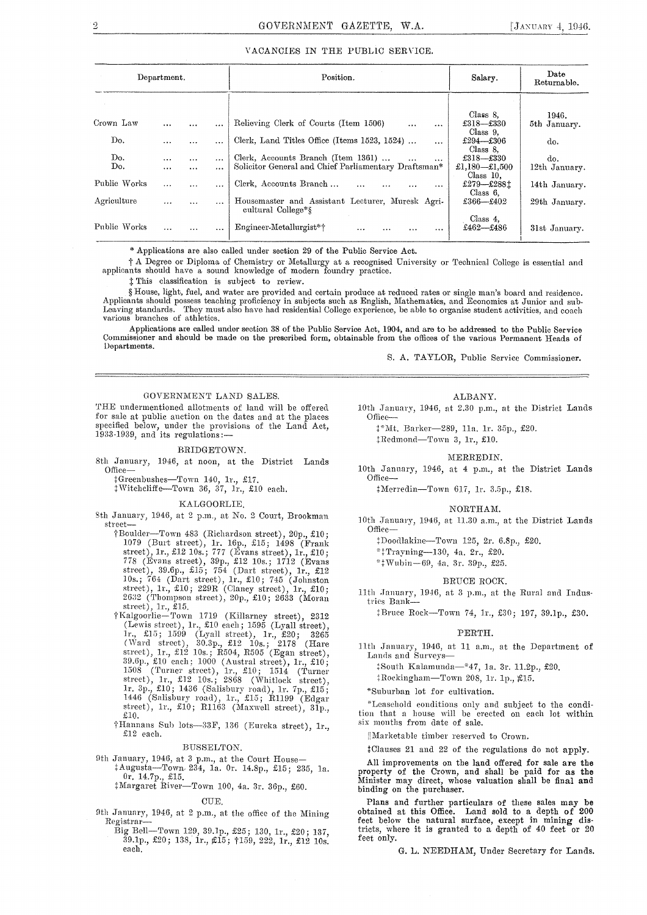## VACANCIES IN THE PUBLIC SERVICE.

| Department. | Position. | Salary. | Date Returnable. |
|---|---|---|---|
| | | | 1946. |
| Crown Law ... ... ... | Relieving Clerk of Courts (Item 1506) ... ... | Class 8, £318—£330 | 5th January. |
| Do. ... ... ... | Clerk, Land Titles Office (Items 1523, 1524) ... ... | Class 9, £294—£306 | do. |
| Do. ... ... ... | Clerk, Accounts Branch (Item 1361) ... ... ... | Class 8, £318—£330 | do. |
| Do. ... ... ... | Solicitor General and Chief Parliamentary Draftsman* | £1,180—£1,500 | 12th January. |
| Public Works ... ... ... | Clerk, Accounts Branch ... ... ... ... ... | Class 10, £279—£288‡ | 14th January. |
| Agriculture ... ... ... | Housemaster and Assistant Lecturer, Muresk Agricultural College*§ | Class 6, £366—£402 | 29th January. |
| Public Works ... ... ... | Engineer-Metallurgist*† ... ... ... ... | Class 4, £462—£486 | 31st January. |

\* Applications are also called under section 29 of the Public Service Act.

† A Degree or Diploma of Chemistry or Metallurgy at a recognised University or Technical College is essential and applicants should have a sound knowledge of modern foundry practice.

‡ This classification is subject to review.

§ House, light, fuel, and water are provided and certain produce at reduced rates or single man's board and residence. Applicants should possess teaching proficiency in subjects such as English, Mathematics, and Economics at Junior and sub-Leaving standards. They must also have had residential College experience, be able to organise student activities, and coach various branches of athletics.

Applications are called under section 38 of the Public Service Act, 1904, and are to be addressed to the Public Service Commissioner and should be made on the prescribed form, obtainable from the offices of the various Permanent Heads of Departments.

S. A. TAYLOR, Public Service Commissioner.

---

## GOVERNMENT LAND SALES.

THE undermentioned allotments of land will be offered for sale at public auction on the dates and at the places specified below, under the provisions of the Land Act, 1933-1939, and its regulations:—

### BRIDGETOWN.

8th January, 1946, at noon, at the District Lands Office—

‡Greenbushes—Town 140, 1r., £17.

‡Witchcliffe—Town 36, 37, 1r., £10 each.

### KALGOORLIE.

8th January, 1946, at 2 p.m., at No. 2 Court, Brookman street—

†Boulder—Town 483 (Richardson street), 20p., £10; 1079 (Burt street), 1r. 16p., £15; 1498 (Frank street), 1r., £12 10s.; 777 (Evans street), 1r., £10; 778 (Evans street), 39p., £12 10s.; 1712 (Evans street), 39.6p., £15; 754 (Dart street), 1r., £12 10s.; 764 (Dart street), 1r., £10; 745 (Johnston street), 1r., £10; 229R (Clancy street), 1r., £10; 2632 (Thompson street), 20p., £10; 2633 (Moran street), 1r., £15.

†Kalgoorlie—Town 1719 (Killarney street), 2312 (Lewis street), 1r., £10 each; 1595 (Lyall street), 1r., £15; 1599 (Lyall street), 1r., £20; 3265 (Ward street), 30.3p., £12 10s.; 2178 (Hare street), 1r., £12 10s.; R504, R505 (Egan street), 39.6p., £10 each; 1000 (Austral street), 1r., £10; 1508 (Turner street), 1r., £10; 1514 (Turner street), 1r., £12 10s.; 2868 (Whitlock street), 1r. 3p., £10; 1436 (Salisbury road), 1r. 7p., £15; 1446 (Salisbury road), 1r., £15; R1199 (Edgar street), 1r., £10; R1163 (Maxwell street), 31p., £10.

†Hannans Sub lots—33F, 136 (Eureka street), 1r., £12 each.

### BUSSELTON.

9th January, 1946, at 3 p.m., at the Court House—

‡Augusta—Town 234, 1a. 0r. 14.8p., £15; 235, 1a. 0r. 14.7p., £15.

‡Margaret River—Town 100, 4a. 3r. 36p., £60.

### CUE.

9th January, 1946, at 2 p.m., at the office of the Mining Registrar—

Big Bell—Town 129, 39.1p., £25; 130, 1r., £20; 137, 39.1p., £20; 138, 1r., £15; †159, 222, 1r., £12 10s. each.

### ALBANY.

10th January, 1946, at 2.30 p.m., at the District Lands Office—

‡\*Mt. Barker—289, 11a. 1r. 35p., £20.

‡Redmond—Town 3, 1r., £10.

### MERREDIN.

10th January, 1946, at 4 p.m., at the District Lands Office—

‡Merredin—Town 617, 1r. 3.5p., £18.

### NORTHAM.

10th January, 1946, at 11.30 a.m., at the District Lands Office—

‡Doodlakine—Town 125, 2r. 6.8p., £20.

\*‡Trayning—130, 4a. 2r., £20.

\*‡Wubin—69, 4a. 3r. 39p., £25.

### BRUCE ROCK.

11th January, 1946, at 3 p.m., at the Rural and Industries Bank—

‡Bruce Rock—Town 74, 1r., £30; 197, 39.1p., £30.

### PERTH.

11th January, 1946, at 11 a.m., at the Department of Lands and Surveys—

‡South Kalamunda—\*47, 1a. 3r. 11.2p., £20.

‡Rockingham—Town 208, 1r. 1p., £15.

\*Suburban lot for cultivation.

†Leasehold conditions only and subject to the condition that a house will be erected on each lot within six months from date of sale.

‖Marketable timber reserved to Crown.

‡Clauses 21 and 22 of the regulations do not apply.

All improvements on the land offered for sale are the property of the Crown, and shall be paid for as the Minister may direct, whose valuation shall be final and binding on the purchaser.

Plans and further particulars of these sales may be obtained at this Office. Land sold to a depth of 200 feet below the natural surface, except in mining districts, where it is granted to a depth of 40 feet or 20 feet only.

G. L. NEEDHAM, Under Secretary for Lands.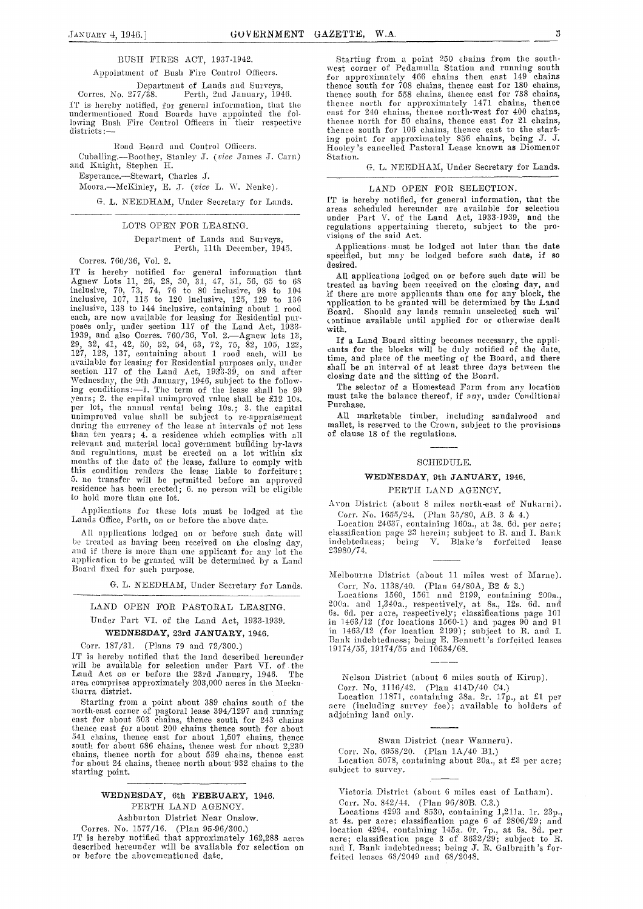## BUSH FIRES ACT, 1937-1942.

Appointment of Bush Fire Control Officers.

Department of Lands and Surveys,
Corres. No. 277/38. Perth, 2nd January, 1946.

IT is hereby notified, for general information, that the undermentioned Road Boards have appointed the following Bush Fire Control Officers in their respective districts:—

Road Board and Control Officers.

Cuballing.—Boothey, Stanley J. (*vice* James J. Carn) and Knight, Stephen H.

Esperance.—Stewart, Charles J.

Moora.—McKinley, E. J. (*vice* L. W. Nenke).

G. L. NEEDHAM, Under Secretary for Lands.

---

## LOTS OPEN FOR LEASING.

Department of Lands and Surveys,
Perth, 11th December, 1945.

Corres. 760/36, Vol. 2.

IT is hereby notified for general information that Agnew Lots 11, 26, 28, 30, 31, 47, 51, 56, 65 to 68 inclusive, 70, 73, 74, 76 to 80 inclusive, 98 to 104 inclusive, 107, 115 to 120 inclusive, 125, 129 to 136 inclusive, 138 to 144 inclusive, containing about 1 rood each, are now available for leasing for Residential purposes only, under section 117 of the Land Act, 1933-1939, and also Corres. 760/36, Vol. 2.—Agnew lots 13, 29, 32, 41, 42, 50, 52, 54, 63, 72, 75, 82, 105, 122, 127, 128, 137, containing about 1 rood each, will be available for leasing for Residential purposes only, under section 117 of the Land Act, 1933-39, on and after Wednesday, the 9th January, 1946, subject to the following conditions:—1. The term of the lease shall be 99 years; 2. the capital unimproved value shall be £12 10s. per lot, the annual rental being 10s.; 3. the capital unimproved value shall be subject to re-appraisement during the currency of the lease at intervals of not less than ten years; 4. a residence which complies with all relevant and material local government building by-laws and regulations, must be erected on a lot within six months of the date of the lease, failure to comply with this condition renders the lease liable to forfeiture; 5. no transfer will be permitted before an approved residence has been erected; 6. no person will be eligible to hold more than one lot.

Applications for these lots must be lodged at the Lands Office, Perth, on or before the above date.

All applications lodged on or before such date will be treated as having been received on the closing day, and if there is more than one applicant for any lot the application to be granted will be determined by a Land Board fixed for such purpose.

G. L. NEEDHAM, Under Secretary for Lands.

---

## LAND OPEN FOR PASTORAL LEASING.

Under Part VI. of the Land Act, 1933-1939.

### WEDNESDAY, 23rd JANUARY, 1946.

Corr. 187/31. (Plans 79 and 72/300.)

IT is hereby notified that the land described hereunder will be available for selection under Part VI. of the Land Act on or before the 23rd January, 1946. The area comprises approximately 203,000 acres in the Meekatharra district.

Starting from a point about 389 chains south of the north-east corner of pastoral lease 394/1297 and running east for about 503 chains, thence south for 243 chains thence east for about 200 chains thence south for about 541 chains, thence east for about 1,507 chains, thence south for about 686 chains, thence west for about 2,230 chains, thence north for about 539 chains, thence east for about 24 chains, thence north about 932 chains to the starting point.

---

### WEDNESDAY, 6th FEBRUARY, 1946.

PERTH LAND AGENCY.

Ashburton District Near Onslow.

Corres. No. 1577/16. (Plan 95-96/300.)

IT is hereby notified that approximately 162,288 acres described hereunder will be available for selection on or before the abovementioned date.

Starting from a point 250 chains from the south-west corner of Pedamulla Station and running south for approximately 466 chains then east 149 chains thence south for 708 chains, thence east for 180 chains, thence south for 558 chains, thence east for 738 chains, thence north for approximately 1471 chains, thence east for 240 chains, thence north-west for 400 chains, thence north for 50 chains, thence east for 21 chains, thence south for 106 chains, thence east to the starting point for approximately 856 chains, being J. J. Hooley's cancelled Pastoral Lease known as Diomenor Station.

G. L. NEEDHAM, Under Secretary for Lands.

---

## LAND OPEN FOR SELECTION.

IT is hereby notified, for general information, that the areas scheduled hereunder are available for selection under Part V. of the Land Act, 1933-1939, and the regulations appertaining thereto, subject to the provisions of the said Act.

Applications must be lodged not later than the date specified, but may be lodged before such date, if so desired.

All applications lodged on or before such date will be treated as having been received on the closing day, and if there are more applicants than one for any block, the application to be granted will be determined by the Land Board. Should any lands remain unselected such will continue available until applied for or otherwise dealt with.

If a Land Board sitting becomes necessary, the applicants for the blocks will be duly notified of the date, time, and place of the meeting of the Board, and there shall be an interval of at least three days between the closing date and the sitting of the Board.

The selector of a Homestead Farm from any location must take the balance thereof, if any, under Conditional Purchase.

All marketable timber, including sandalwood and mallet, is reserved to the Crown, subject to the provisions of clause 18 of the regulations.

---

### SCHEDULE.

### WEDNESDAY, 9th JANUARY, 1946.

PERTH LAND AGENCY.

Avon District (about 8 miles north-east of Nukarni).

Corr. No. 1655/24. (Plan 35/80, AB. 3 & 4.)

Location 24637, containing 160a., at 3s. 6d. per acre; classification page 23 herein; subject to R. and I. Bank indebtedness; being V. Blake's forfeited lease 23980/74.

---

Melbourne District (about 11 miles west of Marne).

Corr. No. 1138/40. (Plan 64/80A, B2 & 3.)

Locations 1560, 1561 and 2199, containing 200a., 200a. and 1,340a., respectively, at 8s., 12s. 6d. and 6s. 6d. per acre, respectively; classifications page 101 in 1463/12 (for locations 1560-1) and pages 90 and 91 in 1463/12 (for location 2199); subject to R. and I. Bank indebtedness; being E. Bennett's forfeited leases 19174/55, 19174/55 and 10634/68.

---

Nelson District (about 6 miles south of Kirup).

Corr. No. 1116/42. (Plan 414D/40 C4.)

Location 11871, containing 38a. 2r. 17p., at £1 per acre (including survey fee); available to holders of adjoining land only.

---

Swan District (near Wanneru).

Corr. No. 6958/20. (Plan 1A/40 B1.)

Location 5078, containing about 20a., at £3 per acre; subject to survey.

---

Victoria District (about 6 miles east of Latham).

Corr. No. 842/44. (Plan 96/80B. C.3.)

Locations 4293 and 8530, containing 1,211a. 1r. 23p., at 4s. per acre; classification page 6 of 2806/29; and location 4294, containing 145a. 0r. 7p., at 6s. 8d. per acre; classification page 3 of 3632/29; subject to R. and I. Bank indebtedness; being J. R. Galbraith's forfeited leases 68/2049 and 68/2048.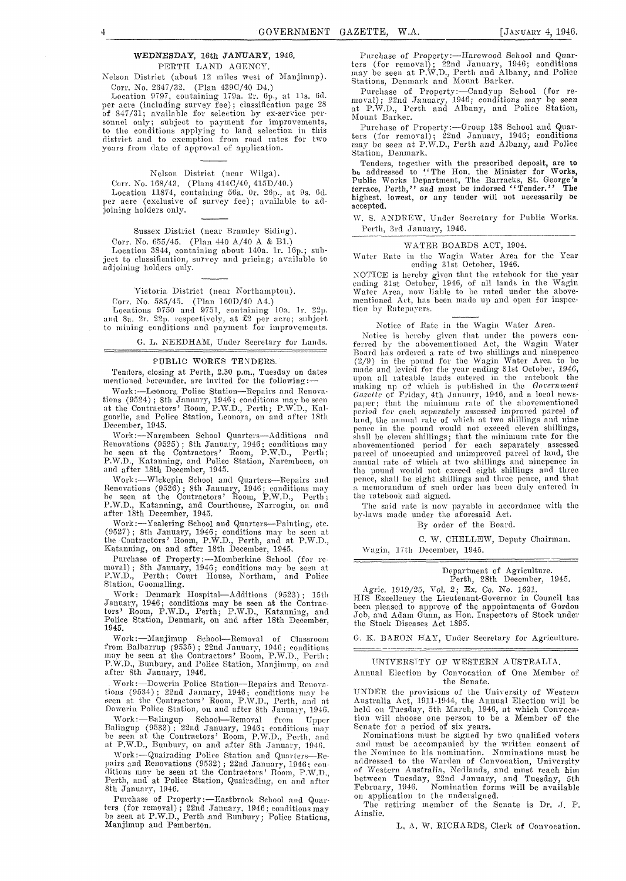**WEDNESDAY, 16th JANUARY, 1946.**

PERTH LAND AGENCY.

Nelson District (about 12 miles west of Manjimup).

Corr. No. 2647/32. (Plan 439C/40 D4.)

Location 9797, containing 179a. 2r. 6p., at 11s. 6d. per acre (including survey fee); classification page 28 of 847/31; available for selection by ex-service personnel only; subject to payment for improvements, to the conditions applying to land selection in this district and to exemption from road rates for two years from date of approval of application.

---

Nelson District (near Wilga).

Corr. No. 168/43. (Plans 414C/40, 415D/40.)

Location 11874, containing 56a. 0r. 26p., at 9s. 6d. per acre (exclusive of survey fee); available to adjoining holders only.

---

Sussex District (near Bramley Siding).

Corr. No. 655/45. (Plan 440 A/40 A & B1.)

Location 3844, containing about 140a. 1r. 16p.; subject to classification, survey and pricing; available to adjoining holders only.

---

Victoria District (near Northampton).

Corr. No. 585/45. (Plan 160D/40 A4.)

Locations 9750 and 9751, containing 10a. 1r. 22p. and 8a. 2r. 22p. respectively, at £2 per acre; subject to mining conditions and payment for improvements.

G. L. NEEDHAM, Under Secretary for Lands.

---

PUBLIC WORKS TENDERS.

Tenders, closing at Perth, 2.30 p.m., Tuesday on dates mentioned hereunder, are invited for the following:—

Work:—Leonora Police Station—Repairs and Renovations (9524); 8th January, 1946; conditions may be seen at the Contractors' Room, P.W.D., Perth; P.W.D., Kalgoorlie, and Police Station, Leonora, on and after 18th December, 1945.

Work:—Narembeen School Quarters—Additions and Renovations (9525); 8th January, 1946; conditions may be seen at the Contractors' Room, P.W.D., Perth; P.W.D., Katanning, and Police Station, Narembeen, on and after 18th December, 1945.

Work:—Wickepin School and Quarters—Repairs and Renovations (9526); 8th January, 1946; conditions may be seen at the Contractors' Room, P.W.D., Perth; P.W.D., Katanning, and Courthouse, Narrogin, on and after 18th December, 1945.

Work:—Yealering School and Quarters—Painting, etc. (9527); 8th January, 1946; conditions may be seen at the Contractors' Room, P.W.D., Perth, and at P.W.D., Katanning, on and after 18th December, 1945.

Purchase of Property:—Momberkine School (for removal); 8th January, 1946; conditions may be seen at P.W.D., Perth; Court House, Northam, and Police Station, Goomalling.

Work: Denmark Hospital—Additions (9523); 15th January, 1946; conditions may be seen at the Contractors' Room, P.W.D., Perth; P.W.D., Katanning, and Police Station, Denmark, on and after 18th December, 1945.

Work:—Manjimup School—Removal of Classroom from Balbarrup (9535); 22nd January, 1946; conditions may be seen at the Contractors' Room, P.W.D., Perth; P.W.D., Bunbury, and Police Station, Manjimup, on and after 8th January, 1946.

Work:—Dowerin Police Station—Repairs and Renovations (9534); 22nd January, 1946; conditions may be seen at the Contractors' Room, P.W.D., Perth, and at Dowerin Police Station, on and after 8th January, 1946.

Work:—Balingup School—Removal from Upper Balingup (9533); 22nd January, 1946; conditions may be seen at the Contractors' Room, P.W.D., Perth, and at P.W.D., Bunbury, on and after 8th January, 1946.

Work:—Quairading Police Station and Quarters—Repairs and Renovations (9532); 22nd January, 1946; conditions may be seen at the Contractors' Room, P.W.D., Perth, and at Police Station, Quairading, on and after 8th January, 1946.

Purchase of Property:—Eastbrook School and Quarters (for removal); 22nd January, 1946; conditions may be seen at P.W.D., Perth and Bunbury; Police Stations, Manjimup and Pemberton.

Purchase of Property:—Harewood School and Quarters (for removal); 22nd January, 1946; conditions may be seen at P.W.D., Perth and Albany, and Police Stations, Denmark and Mount Barker.

Purchase of Property:—Candyup School (for removal); 22nd January, 1946; conditions may be seen at P.W.D., Perth and Albany, and Police Station, Mount Barker.

Purchase of Property:—Group 138 School and Quarters (for removal); 22nd January, 1946; conditions may be seen at P.W.D., Perth and Albany, and Police Station, Denmark.

**Tenders, together with the prescribed deposit, are to be addressed to "The Hon. the Minister for Works, Public Works Department, The Barracks, St. George's terrace, Perth," and must be indorsed "Tender." The highest, lowest, or any tender will not necessarily be accepted.**

W. S. ANDREW, Under Secretary for Public Works.

Perth, 3rd January, 1946.

---

WATER BOARDS ACT, 1904.

Water Rate in the Wagin Water Area for the Year ending 31st October, 1946.

NOTICE is hereby given that the ratebook for the year ending 31st October, 1946, of all lands in the Wagin Water Area, now liable to be rated under the abovementioned Act, has been made up and open for inspection by Ratepayers.

---

Notice of Rate in the Wagin Water Area.

Notice is hereby given that under the powers conferred by the abovementioned Act, the Wagin Water Board has ordered a rate of two shillings and ninepence (2/9) in the pound for the Wagin Water Area to be made and levied for the year ending 31st October, 1946, upon all rateable lands entered in the ratebook the making up of which is published in the *Government Gazette* of Friday, 4th January, 1946, and a local newspaper; that the minimum rate of the abovementioned period for each separately assessed improved parcel of land, the annual rate of which at two shillings and nine pence in the pound would not exceed eleven shillings, shall be eleven shillings; that the minimum rate for the abovementioned period for each separately assessed parcel of unoccupied and unimproved parcel of land, the annual rate of which at two shillings and ninepence in the pound would not exceed eight shillings and three pence, shall be eight shillings and three pence, and that a memorandum of such order has been duly entered in the ratebook and signed.

The said rate is now payable in accordance with the by-laws made under the aforesaid Act.

By order of the Board.

C. W. CHELLEW, Deputy Chairman.

Wagin, 17th December, 1945.

---

Department of Agriculture.
Perth, 28th December, 1945.

Agric. 1919/25, Vol. 2; Ex. Co. No. 1631.

HIS Excellency the Lieutenant-Governor in Council has been pleased to approve of the appointments of Gordon Job, and Adam Gunn, as Hon. Inspectors of Stock under the Stock Diseases Act 1895.

G. K. BARON HAY, Under Secretary for Agriculture.

---

UNIVERSITY OF WESTERN AUSTRALIA.

Annual Election by Convocation of One Member of the Senate.

UNDER the provisions of the University of Western Australia Act, 1911-1944, the Annual Election will be held on Tuesday, 5th March, 1946, at which Convocation will choose one person to be a Member of the Senate for a period of six years.

Nominations must be signed by two qualified voters and must be accompanied by the written consent of the Nominee to his nomination. Nominations must be addressed to the Warden of Convocation, University of Western Australia, Nedlands, and must reach him between Tuesday, 22nd January, and Tuesday, 5th February, 1946. Nomination forms will be available on application to the undersigned.

The retiring member of the Senate is Dr. J. P. Ainslie.

L. A. W. RICHARDS, Clerk of Convocation.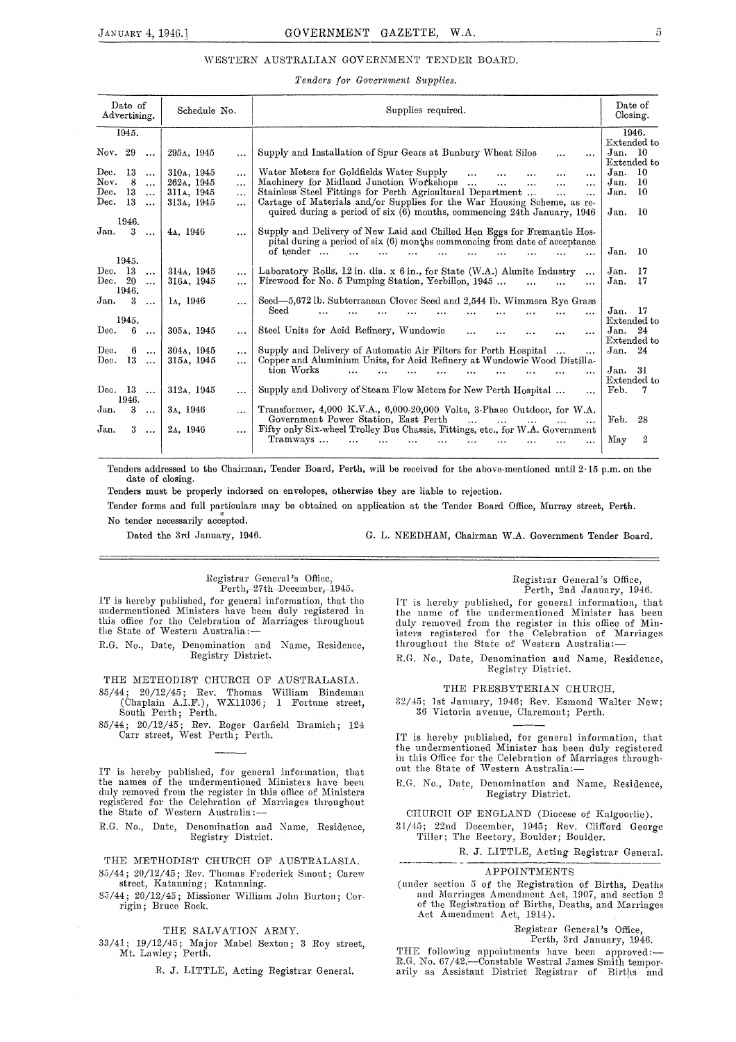## WESTERN AUSTRALIAN GOVERNMENT TENDER BOARD.

*Tenders for Government Supplies.*

| Date of Advertising. | Schedule No. | Supplies required. | Date of Closing. |
|---|---|---|---|
| 1945. | | | 1946. |
| Nov. 29 | 295A, 1945 | Supply and Installation of Spur Gears at Bunbury Wheat Silos | Extended to Jan. 10 |
| Dec. 13 | 310A, 1945 | Water Meters for Goldfields Water Supply | Extended to Jan. 10 |
| Nov. 8 | 262A, 1945 | Machinery for Midland Junction Workshops | Jan. 10 |
| Dec. 13 | 311A, 1945 | Stainless Steel Fittings for Perth Agricultural Department | Jan. 10 |
| Dec. 13 | 313A, 1945 | Cartage of Materials and/or Supplies for the War Housing Scheme, as required during a period of six (6) months, commencing 24th January, 1946 | Jan. 10 |
| 1946. | | | |
| Jan. 3 | 4A, 1946 | Supply and Delivery of New Laid and Chilled Hen Eggs for Fremantle Hospital during a period of six (6) months commencing from date of acceptance of tender | Jan. 10 |
| 1945. | | | |
| Dec. 13 | 314A, 1945 | Laboratory Rolls, 12 in. dia. x 6 in., for State (W.A.) Alunite Industry | Jan. 17 |
| Dec. 20 | 316A, 1945 | Firewood for No. 5 Pumping Station, Yerbillon, 1945 | Jan. 17 |
| 1946. | | | |
| Jan. 3 | 1A, 1946 | Seed—5,672 lb. Subterranean Clover Seed and 2,544 lb. Wimmera Rye Grass Seed | Jan. 17 |
| 1945. | | | |
| Dec. 6 | 305A, 1945 | Steel Units for Acid Refinery, Wundowie | Extended to Jan. 24 |
| Dec. 6 | 304A, 1945 | Supply and Delivery of Automatic Air Filters for Perth Hospital | Extended to Jan. 24 |
| Dec. 13 | 315A, 1945 | Copper and Aluminium Units, for Acid Refinery at Wundowie Wood Distillation Works | Jan. 31 |
| Dec. 13 | 312A, 1945 | Supply and Delivery of Steam Flow Meters for New Perth Hospital | Extended to Feb. 7 |
| 1946. | | | |
| Jan. 3 | 3A, 1946 | Transformer, 4,000 K.V.A., 6,000-20,000 Volts, 3-Phase Outdoor, for W.A. Government Power Station, East Perth | Feb. 28 |
| Jan. 3 | 2A, 1946 | Fifty only Six-wheel Trolley Bus Chassis, Fittings, etc., for W.A. Government Tramways | May 2 |

Tenders addressed to the Chairman, Tender Board, Perth, will be received for the above-mentioned until 2·15 p.m. on the date of closing.

Tenders must be properly indorsed on envelopes, otherwise they are liable to rejection.

Tender forms and full particulars may be obtained on application at the Tender Board Office, Murray street, Perth.

No tender necessarily accepted.

Dated the 3rd January, 1946.

G. L. NEEDHAM, Chairman W.A. Government Tender Board.

---

Registrar General's Office,
Perth, 27th December, 1945.

IT is hereby published, for general information, that the undermentioned Ministers have been duly registered in this office for the Celebration of Marriages throughout the State of Western Australia:—

R.G. No., Date, Denomination and Name, Residence, Registry District.

THE METHODIST CHURCH OF AUSTRALASIA.

85/44; 20/12/45; Rev. Thomas William Bindeman (Chaplain A.I.F.), WX11036; 1 Fortune street, South Perth; Perth.

85/44; 20/12/45; Rev. Roger Garfield Bramich; 124 Carr street, West Perth; Perth.

---

IT is hereby published, for general information, that the names of the undermentioned Ministers have been duly removed from the register in this office of Ministers registered for the Celebration of Marriages throughout the State of Western Australia:—

R.G. No., Date, Denomination and Name, Residence, Registry District.

THE METHODIST CHURCH OF AUSTRALASIA.

85/44; 20/12/45; Rev. Thomas Frederick Smout; Carew street, Katanning; Katanning.

85/44; 20/12/45; Missioner William John Burton; Corrigin; Bruce Rock.

THE SALVATION ARMY.

33/41; 19/12/45; Major Mabel Sexton; 3 Roy street, Mt. Lawley; Perth.

R. J. LITTLE, Acting Registrar General.

---

Registrar General's Office,
Perth, 2nd January, 1946.

IT is hereby published, for general information, that the name of the undermentioned Minister has been duly removed from the register in this office of Ministers registered for the Celebration of Marriages throughout the State of Western Australia:—

R.G. No., Date, Denomination and Name, Residence, Registry District.

THE PRESBYTERIAN CHURCH.

32/45; 1st January, 1946; Rev. Esmond Walter New; 36 Victoria avenue, Claremont; Perth.

---

IT is hereby published, for general information, that the undermentioned Minister has been duly registered in this Office for the Celebration of Marriages throughout the State of Western Australia:—

R.G. No., Date, Denomination and Name, Residence, Registry District.

CHURCH OF ENGLAND (Diocese of Kalgoorlie).

31/45; 22nd December, 1945; Rev. Clifford George Tiller; The Rectory, Boulder; Boulder.

R. J. LITTLE, Acting Registrar General.

---

APPOINTMENTS

(under section 5 of the Registration of Births, Deaths and Marriages Amendment Act, 1907, and section 2 of the Registration of Births, Deaths, and Marriages Act Amendment Act, 1914).

Registrar General's Office,
Perth, 3rd January, 1946.

THE following appointments have been approved:—

R.G. No. 67/42.—Constable Westral James Smith temporarily as Assistant District Registrar of Births and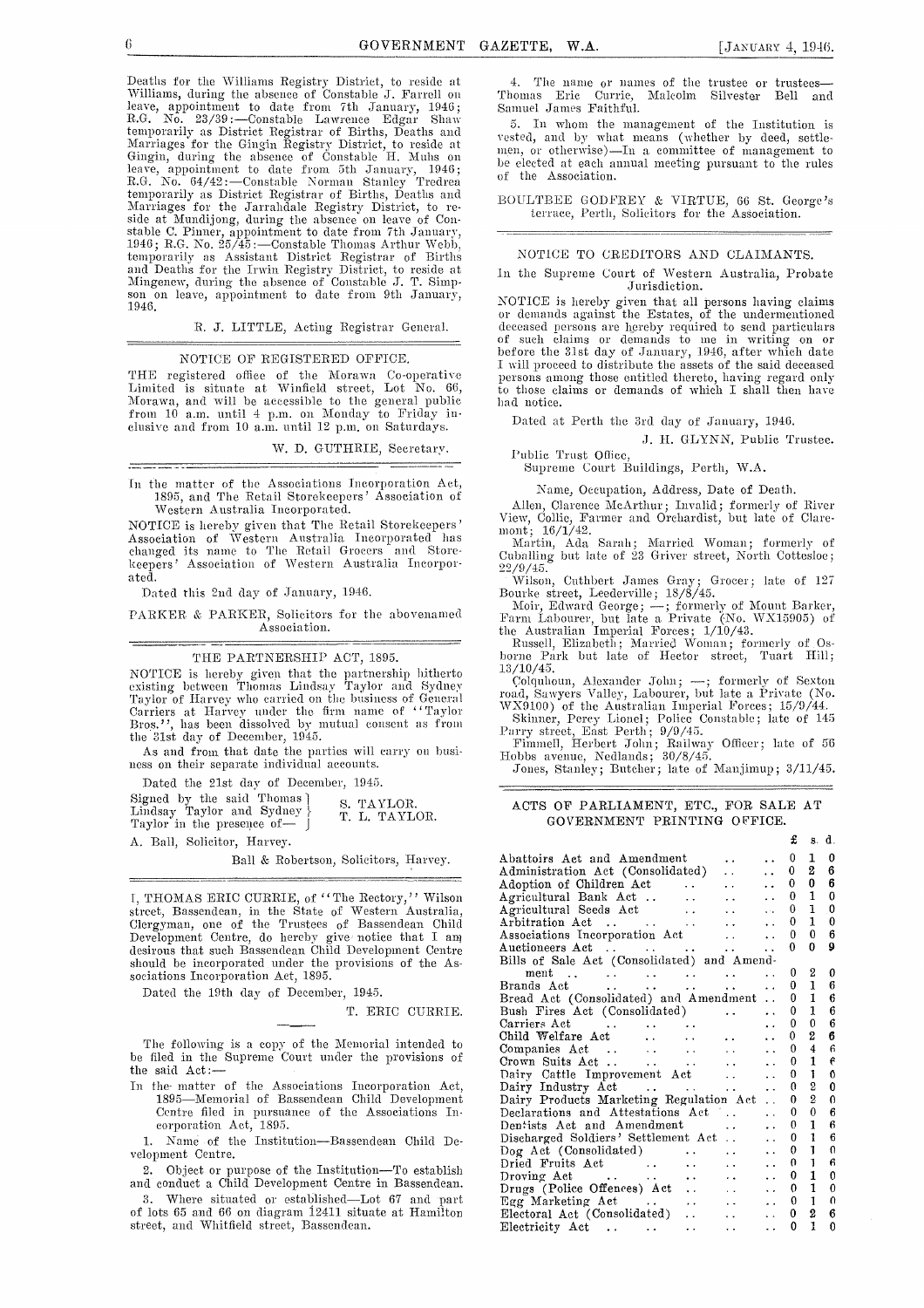Deaths for the Williams Registry District, to reside at Williams, during the absence of Constable J. Farrell on leave, appointment to date from 7th January, 1946; R.G. No. 23/39:—Constable Lawrence Edgar Shaw temporarily as District Registrar of Births, Deaths and Marriages for the Gingin Registry District, to reside at Gingin, during the absence of Constable H. Muhs on leave, appointment to date from 5th January, 1946; R.G. No. 64/42:—Constable Norman Stanley Tredrea temporarily as District Registrar of Births, Deaths and Marriages for the Jarrahdale Registry District, to reside at Mundijong, during the absence on leave of Constable C. Pinner, appointment to date from 7th January, 1946; R.G. No. 25/45:—Constable Thomas Arthur Webb, temporarily as Assistant District Registrar of Births and Deaths for the Irwin Registry District, to reside at Mingenew, during the absence of Constable J. T. Simpson on leave, appointment to date from 9th January, 1946.

R. J. LITTLE, Acting Registrar General.

## NOTICE OF REGISTERED OFFICE.

THE registered office of the Morawa Co-operative Limited is situate at Winfield street, Lot No. 66, Morawa, and will be accessible to the general public from 10 a.m. until 4 p.m. on Monday to Friday inclusive and from 10 a.m. until 12 p.m. on Saturdays.

W. D. GUTHRIE, Secretary.

In the matter of the Associations Incorporation Act, 1895, and The Retail Storekeepers' Association of Western Australia Incorporated.

NOTICE is hereby given that The Retail Storekeepers' Association of Western Australia Incorporated has changed its name to The Retail Grocers and Storekeepers' Association of Western Australia Incorporated.

Dated this 2nd day of January, 1946.

PARKER & PARKER, Solicitors for the abovenamed Association.

## THE PARTNERSHIP ACT, 1895.

NOTICE is hereby given that the partnership hitherto existing between Thomas Lindsay Taylor and Sydney Taylor of Harvey who carried on the business of General Carriers at Harvey under the firm name of "Taylor Bros.", has been dissolved by mutual consent as from the 31st day of December, 1945.

As and from that date the parties will carry on business on their separate individual accounts.

Dated the 21st day of December, 1945.

Signed by the said Thomas Lindsay Taylor and Sydney Taylor in the presence of— S. TAYLOR. T. L. TAYLOR.

A. Ball, Solicitor, Harvey.

Ball & Robertson, Solicitors, Harvey.

I, THOMAS ERIC CURRIE, of "The Rectory," Wilson street, Bassendean, in the State of Western Australia, Clergyman, one of the Trustees of Bassendean Child Development Centre, do hereby give notice that I am desirous that such Bassendean Child Development Centre should be incorporated under the provisions of the Associations Incorporation Act, 1895.

Dated the 19th day of December, 1945.

T. ERIC CURRIE.

The following is a copy of the Memorial intended to be filed in the Supreme Court under the provisions of the said Act:—

In the matter of the Associations Incorporation Act, 1895—Memorial of Bassendean Child Development Centre filed in pursuance of the Associations Incorporation Act, 1895.

1. Name of the Institution—Bassendean Child Development Centre.

2. Object or purpose of the Institution—To establish and conduct a Child Development Centre in Bassendean.

3. Where situated or established—Lot 67 and part of lots 65 and 66 on diagram 12411 situate at Hamilton street, and Whitfield street, Bassendean.

4. The name or names of the trustee or trustees—Thomas Eric Currie, Malcolm Silvester Bell and Samuel James Faithful.

5. In whom the management of the Institution is vested, and by what means (whether by deed, settlement, or otherwise)—In a committee of management to be elected at each annual meeting pursuant to the rules of the Association.

BOULTBEE GODFREY & VIRTUE, 66 St. George's terrace, Perth, Solicitors for the Association.

## NOTICE TO CREDITORS AND CLAIMANTS.

In the Supreme Court of Western Australia, Probate Jurisdiction.

NOTICE is hereby given that all persons having claims or demands against the Estates, of the undermentioned deceased persons are hereby required to send particulars of such claims or demands to me in writing on or before the 31st day of January, 1946, after which date I will proceed to distribute the assets of the said deceased persons among those entitled thereto, having regard only to those claims or demands of which I shall then have had notice.

Dated at Perth the 3rd day of January, 1946.

J. H. GLYNN, Public Trustee.

Public Trust Office,
Supreme Court Buildings, Perth, W.A.

Name, Occupation, Address, Date of Death.

Allen, Clarence McArthur; Invalid; formerly of River View, Collie, Farmer and Orchardist, but late of Claremont; 16/1/42.

Martin, Ada Sarah; Married Woman; formerly of Cuballing but late of 23 Griver street, North Cottesloe; 22/9/45.

Wilson, Cuthbert James Gray; Grocer; late of 127 Bourke street, Leederville; 18/8/45.

Moir, Edward George; —; formerly of Mount Barker, Farm Labourer, but late a Private (No. WX15905) of the Australian Imperial Forces; 1/10/43.

Russell, Elizabeth; Married Woman; formerly of Osborne Park but late of Hector street, Tuart Hill; 13/10/45.

Colquhoun, Alexander John; —; formerly of Sexton road, Sawyers Valley, Labourer, but late a Private (No. WX9100) of the Australian Imperial Forces; 15/9/44.

Skinner, Percy Lionel; Police Constable; late of 145 Parry street, East Perth; 9/9/45.

Fimmell, Herbert John; Railway Officer; late of 56 Hobbs avenue, Nedlands; 30/8/45.

Jones, Stanley; Butcher; late of Manjimup; 3/11/45.

## ACTS OF PARLIAMENT, ETC., FOR SALE AT GOVERNMENT PRINTING OFFICE.

| | £ | s. | d. |
|---|---|---|---|
| Abattoirs Act and Amendment | 0 | 1 | 0 |
| Administration Act (Consolidated) | 0 | 2 | 6 |
| Adoption of Children Act | 0 | 0 | 6 |
| Agricultural Bank Act | 0 | 1 | 0 |
| Agricultural Seeds Act | 0 | 1 | 0 |
| Arbitration Act | 0 | 1 | 0 |
| Associations Incorporation Act | 0 | 0 | 6 |
| Auctioneers Act | 0 | 0 | 9 |
| Bills of Sale Act (Consolidated) and Amendment | 0 | 2 | 0 |
| Brands Act | 0 | 1 | 6 |
| Bread Act (Consolidated) and Amendment | 0 | 1 | 6 |
| Bush Fires Act (Consolidated) | 0 | 1 | 6 |
| Carriers Act | 0 | 0 | 6 |
| Child Welfare Act | 0 | 2 | 6 |
| Companies Act | 0 | 4 | 6 |
| Crown Suits Act | 0 | 1 | 6 |
| Dairy Cattle Improvement Act | 0 | 1 | 0 |
| Dairy Industry Act | 0 | 2 | 0 |
| Dairy Products Marketing Regulation Act | 0 | 2 | 0 |
| Declarations and Attestations Act | 0 | 0 | 6 |
| Dentists Act and Amendment | 0 | 1 | 6 |
| Discharged Soldiers' Settlement Act | 0 | 1 | 6 |
| Dog Act (Consolidated) | 0 | 1 | 0 |
| Dried Fruits Act | 0 | 1 | 6 |
| Droving Act | 0 | 1 | 0 |
| Drugs (Police Offences) Act | 0 | 1 | 0 |
| Egg Marketing Act | 0 | 1 | 0 |
| Electoral Act (Consolidated) | 0 | 2 | 6 |
| Electricity Act | 0 | 1 | 0 |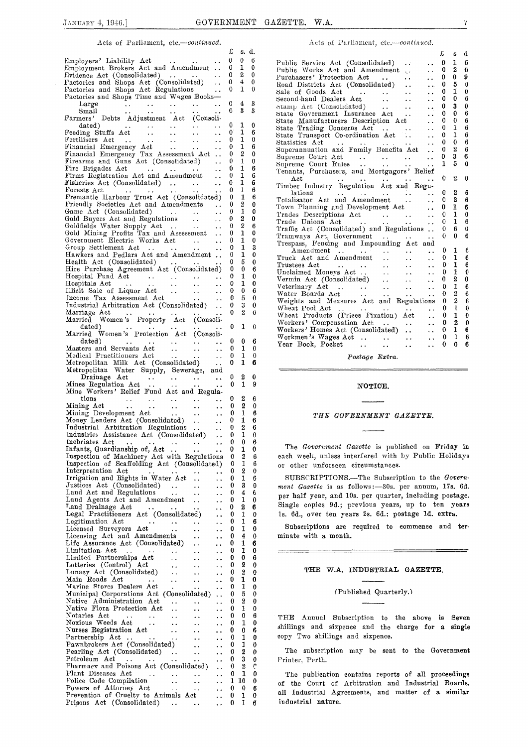Acts of Parliament, etc.—*continued.*

| | £ | s. | d. |
|---|---|---|---|
| Employers' Liability Act | 0 | 0 | 6 |
| Employment Brokers Act and Amendment | 0 | 1 | 0 |
| Evidence Act (Consolidated) | 0 | 2 | 0 |
| Factories and Shops Act (Consolidated) | 0 | 4 | 0 |
| Factories and Shops Act Regulations | 0 | 1 | 0 |
| Factories and Shops Time and Wages Books—Large | 0 | 4 | 3 |
| Small | 0 | 3 | 3 |
| Farmers' Debts Adjustment Act (Consolidated) | 0 | 1 | 0 |
| Feeding Stuffs Act | 0 | 1 | 6 |
| Fertilisers Act | 0 | 1 | 0 |
| Financial Emergency Act | 0 | 1 | 6 |
| Financial Emergency Tax Assessment Act | 0 | 2 | 0 |
| Firearms and Guns Act (Consolidated) | 0 | 1 | 0 |
| Fire Brigades Act | 0 | 1 | 6 |
| Firms Registration Act and Amendment | 0 | 1 | 6 |
| Fisheries Act (Consolidated) | 0 | 1 | 6 |
| Forests Act | 0 | 1 | 6 |
| Fremantle Harbour Trust Act (Consolidated) | 0 | 1 | 6 |
| Friendly Societies Act and Amendments | 0 | 2 | 0 |
| Game Act (Consolidated) | 0 | 1 | 0 |
| Gold Buyers Act and Regulations | 0 | 2 | 0 |
| Goldfields Water Supply Act | 0 | 2 | 6 |
| Gold Mining Profits Tax and Assessment | 0 | 1 | 0 |
| Government Electric Works Act | 0 | 1 | 0 |
| Group Settlement Act | 0 | 1 | 3 |
| Hawkers and Pedlars Act and Amendment | 0 | 1 | 0 |
| Health Act (Consolidated) | 0 | 5 | 0 |
| Hire Purchase Agreement Act (Consolidated) | 0 | 0 | 6 |
| Hospital Fund Act | 0 | 1 | 0 |
| Hospitals Act | 0 | 1 | 0 |
| Illicit Sale of Liquor Act | 0 | 0 | 6 |
| Income Tax Assessment Act | 0 | 5 | 0 |
| Industrial Arbitration Act (Consolidated) | 0 | 3 | 0 |
| Marriage Act | 0 | 2 | 0 |
| Married Women's Property Act (Consolidated) | 0 | 1 | 0 |
| Married Women's Protection Act (Consolidated) | 0 | 0 | 6 |
| Masters and Servants Act | 0 | 1 | 0 |
| Medical Practitioners Act | 0 | 1 | 0 |
| Metropolitan Milk Act (Consolidated) | 0 | 1 | 6 |
| Metropolitan Water Supply, Sewerage, and Drainage Act | 0 | 2 | 0 |
| Mines Regulation Act | 0 | 1 | 9 |
| Mine Workers' Relief Fund Act and Regulations | 0 | 2 | 6 |
| Mining Act | 0 | 2 | 0 |
| Mining Development Act | 0 | 1 | 6 |
| Money Lenders Act (Consolidated) | 0 | 1 | 6 |
| Industrial Arbitration Regulations | 0 | 2 | 6 |
| Industries Assistance Act (Consolidated) | 0 | 1 | 0 |
| Inebriates Act | 0 | 0 | 6 |
| Infants, Guardianship of, Act | 0 | 1 | 0 |
| Inspection of Machinery Act with Regulations | 0 | 2 | 6 |
| Inspection of Scaffolding Act (Consolidated) | 0 | 1 | 6 |
| Interpretation Act | 0 | 2 | 0 |
| Irrigation and Rights in Water Act | 0 | 1 | 6 |
| Justices Act (Consolidated) | 0 | 3 | 0 |
| Land Act and Regulations | 0 | 4 | 6 |
| Land Agents Act and Amendment | 0 | 1 | 0 |
| Land Drainage Act | 0 | 2 | 6 |
| Legal Practitioners Act (Consolidated) | 0 | 1 | 0 |
| Legitimation Act | 0 | 1 | 6 |
| Licensed Surveyors Act | 0 | 1 | 0 |
| Licensing Act and Amendments | 0 | 4 | 0 |
| Life Assurance Act (Consolidated) | 0 | 1 | 6 |
| Limitation Act | 0 | 1 | 0 |
| Limited Partnerships Act | 0 | 0 | 6 |
| Lotteries (Control) Act | 0 | 2 | 0 |
| Lunacy Act (Consolidated) | 0 | 2 | 0 |
| Main Roads Act | 0 | 1 | 0 |
| Marine Stores Dealers Act | 0 | 1 | 0 |
| Municipal Corporations Act (Consolidated) | 0 | 5 | 0 |
| Native Administration Act | 0 | 2 | 0 |
| Native Flora Protection Act | 0 | 1 | 0 |
| Notaries Act | 0 | 0 | 6 |
| Noxious Weeds Act | 0 | 1 | 0 |
| Nurses Registration Act | 0 | 0 | 6 |
| Partnership Act | 0 | 1 | 0 |
| Pawnbrokers Act (Consolidated) | 0 | 1 | 0 |
| Pearling Act (Consolidated) | 0 | 2 | 0 |
| Petroleum Act | 0 | 3 | 0 |
| Pharmacy and Poisons Act (Consolidated) | 0 | 2 | 0 |
| Plant Diseases Act | 0 | 1 | 0 |
| Police Code Compilation | 1 | 10 | 0 |
| Powers of Attorney Act | 0 | 0 | 6 |
| Prevention of Cruelty to Animals Act | 0 | 1 | 0 |
| Prisons Act (Consolidated) | 0 | 1 | 6 |
| Public Service Act (Consolidated) | 0 | 1 | 6 |
| Public Works Act and Amendment | 0 | 2 | 6 |
| Purchasers' Protection Act | 0 | 0 | 9 |
| Road Districts Act (Consolidated) | 0 | 5 | 0 |
| Sale of Goods Act | 0 | 1 | 0 |
| Second-hand Dealers Act | 0 | 0 | 6 |
| Stamp Act (Consolidated) | 0 | 3 | 0 |
| State Government Insurance Act | 0 | 0 | 6 |
| State Manufacturers Description Act | 0 | 0 | 6 |
| State Trading Concerns Act | 0 | 1 | 6 |
| State Transport Co-ordination Act | 0 | 1 | 6 |
| Statistics Act | 0 | 0 | 6 |
| Superannuation and Family Benefits Act | 0 | 2 | 6 |
| Supreme Court Act | 0 | 3 | 6 |
| Supreme Court Rules | 1 | 5 | 0 |
| Tenants, Purchasers, and Mortgagors' Relief Act | 0 | 2 | 0 |
| Timber Industry Regulation Act and Regulations | 0 | 2 | 6 |
| Totalisator Act and Amendment | 0 | 2 | 6 |
| Town Planning and Development Act | 0 | 1 | 6 |
| Trades Descriptions Act | 0 | 1 | 0 |
| Trade Unions Act | 0 | 1 | 6 |
| Traffic Act (Consolidated) and Regulations | 0 | 6 | 0 |
| Tramways Act, Government | 0 | 0 | 6 |
| Trespass, Fencing and Impounding Act and Amendment | 0 | 1 | 6 |
| Truck Act and Amendment | 0 | 1 | 6 |
| Trustees Act | 0 | 1 | 6 |
| Unclaimed Moneys Act | 0 | 1 | 0 |
| Vermin Act (Consolidated) | 0 | 2 | 0 |
| Veterinary Act | 0 | 1 | 6 |
| Water Boards Act | 0 | 2 | 6 |
| Weights and Measures Act and Regulations | 0 | 2 | 6 |
| Wheat Pool Act | 0 | 1 | 0 |
| Wheat Products (Prices Fixation) Act | 0 | 1 | 0 |
| Workers' Compensation Act | 0 | 2 | 0 |
| Workers' Homes Act (Consolidated) | 0 | 1 | 6 |
| Workmen's Wages Act | 0 | 1 | 6 |
| Year Book, Pocket | 0 | 0 | 6 |

*Postage Extra.*

## NOTICE.

### *THE GOVERNMENT GAZETTE.*

The *Government Gazette* is published on Friday in each week, unless interfered with by Public Holidays or other unforseen circumstances.

SUBSCRIPTIONS.—The Subscription to the *Government Gazette* is as follows:—30s. per annum, 17s. 6d. per half year, and 10s. per quarter, including postage. Single copies 9d.; previous years, up to ten years 1s. 6d., over ten years 2s. 6d.; postage 1d. extra.

Subscriptions are required to commence and terminate with a month.

## THE W.A. INDUSTRIAL GAZETTE.

(Published Quarterly.)

THE Annual Subscription to the above is Seven shillings and sixpence and the charge for a single copy Two shillings and sixpence.

The subscription may be sent to the Government Printer, Perth.

The publication contains reports of all proceedings of the Court of Arbitration and Industrial Boards, all Industrial Agreements, and matter of a similar industrial nature.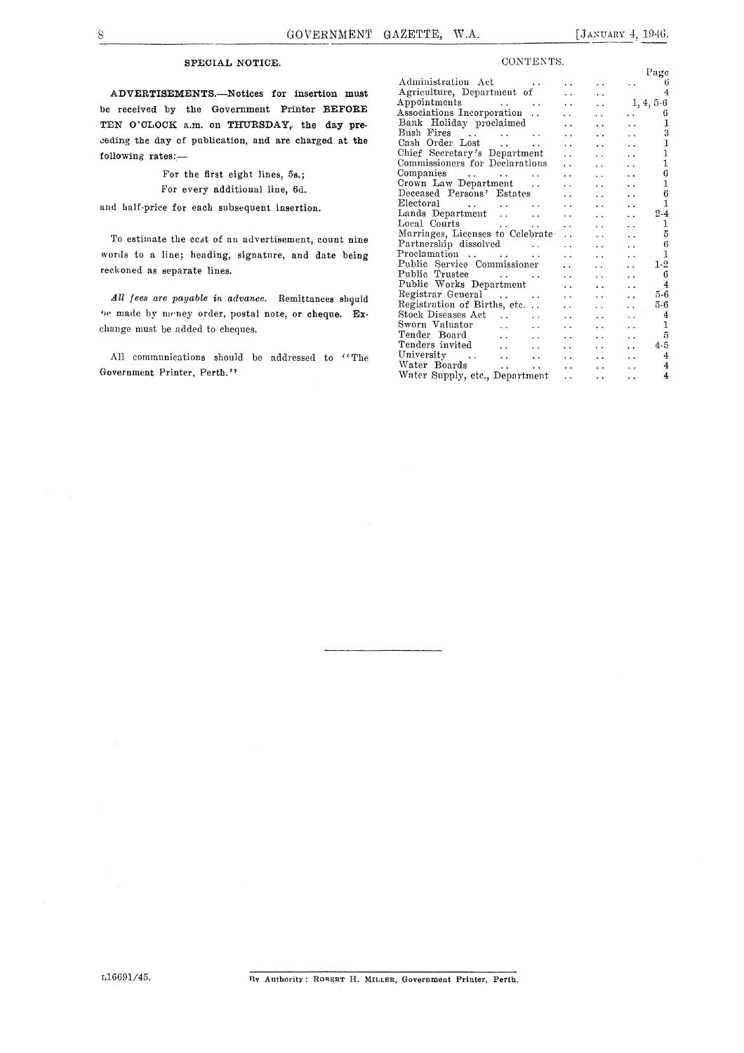## SPECIAL NOTICE.

**ADVERTISEMENTS.—Notices for insertion must be received by the Government Printer BEFORE TEN O'CLOCK a.m. on THURSDAY, the day preceding the day of publication, and are charged at the following rates:—**

For the first eight lines, 5s.;
For every additional line, 6d.

and half-price for each subsequent insertion.

To estimate the cost of an advertisement, count nine words to a line; heading, signature, and date being reckoned as separate lines.

*All fees are payable in advance.* Remittances should be made by money order, postal note, or cheque. Exchange must be added to cheques.

All communications should be addressed to "The Government Printer, Perth."

## CONTENTS.

| | Page |
|---|---|
| Administration Act | 6 |
| Agriculture, Department of | 4 |
| Appointments | 1, 4, 5-6 |
| Associations Incorporation | 6 |
| Bank Holiday proclaimed | 1 |
| Bush Fires | 3 |
| Cash Order Lost | 1 |
| Chief Secretary's Department | 1 |
| Commissioners for Declarations | 1 |
| Companies | 6 |
| Crown Law Department | 1 |
| Deceased Persons' Estates | 6 |
| Electoral | 1 |
| Lands Department | 2-4 |
| Local Courts | 1 |
| Marriages, Licenses to Celebrate | 5 |
| Partnership dissolved | 6 |
| Proclamation | 1 |
| Public Service Commissioner | 1-2 |
| Public Trustee | 6 |
| Public Works Department | 4 |
| Registrar General | 5-6 |
| Registration of Births, etc. | 5-6 |
| Stock Diseases Act | 4 |
| Sworn Valuator | 1 |
| Tender Board | 5 |
| Tenders invited | 4-5 |
| University | 4 |
| Water Boards | 4 |
| Water Supply, etc., Department | 4 |

L16691/45.

By Authority: ROBERT H. MILLER, Government Printer, Perth.